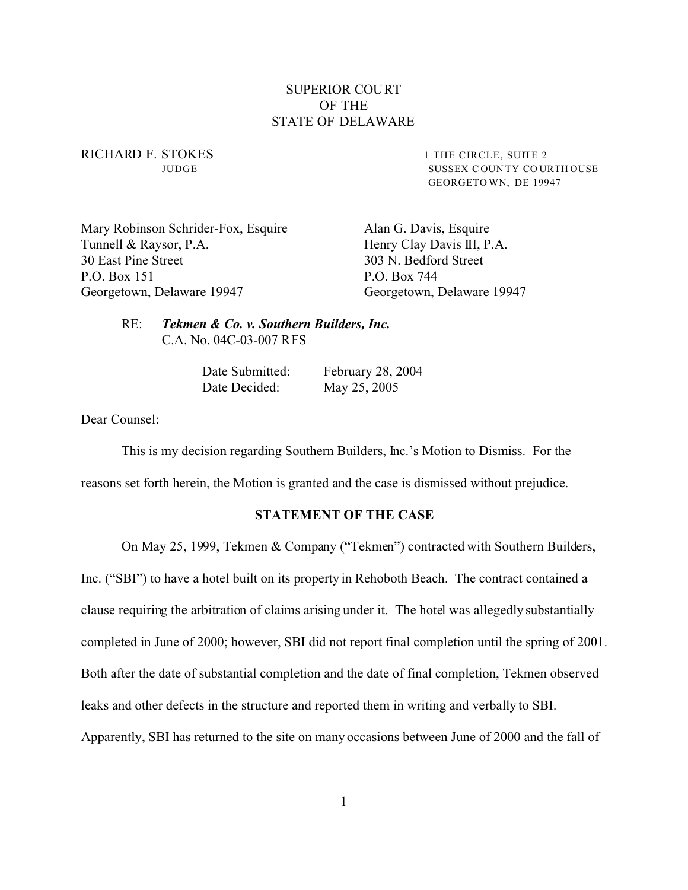SUPERIOR COURT
OF THE
STATE OF DELAWARE

RICHARD F. STOKES
JUDGE

1 THE CIRCLE, SUITE 2
SUSSEX COUNTY COURTHOUSE
GEORGETOWN, DE 19947

Mary Robinson Schrider-Fox, Esquire
Tunnell & Raysor, P.A.
30 East Pine Street
P.O. Box 151
Georgetown, Delaware 19947

Alan G. Davis, Esquire
Henry Clay Davis III, P.A.
303 N. Bedford Street
P.O. Box 744
Georgetown, Delaware 19947

RE: ***Tekmen & Co. v. Southern Builders, Inc.***
C.A. No. 04C-03-007 RFS

Date Submitted: February 28, 2004
Date Decided: May 25, 2005

Dear Counsel:

This is my decision regarding Southern Builders, Inc.'s Motion to Dismiss. For the reasons set forth herein, the Motion is granted and the case is dismissed without prejudice.

**STATEMENT OF THE CASE**

On May 25, 1999, Tekmen & Company ("Tekmen") contracted with Southern Builders, Inc. ("SBI") to have a hotel built on its property in Rehoboth Beach. The contract contained a clause requiring the arbitration of claims arising under it. The hotel was allegedly substantially completed in June of 2000; however, SBI did not report final completion until the spring of 2001. Both after the date of substantial completion and the date of final completion, Tekmen observed leaks and other defects in the structure and reported them in writing and verbally to SBI. Apparently, SBI has returned to the site on many occasions between June of 2000 and the fall of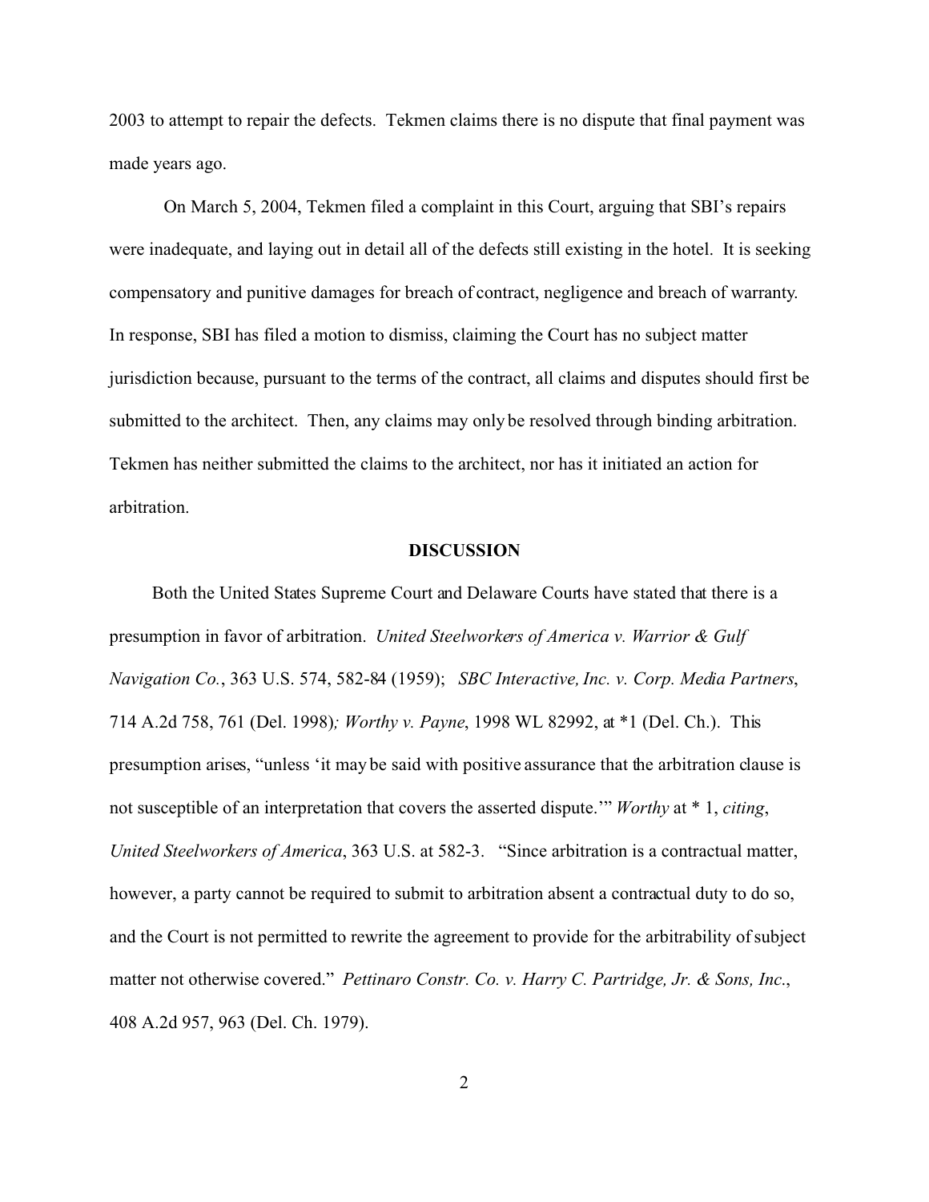2003 to attempt to repair the defects. Tekmen claims there is no dispute that final payment was made years ago.

On March 5, 2004, Tekmen filed a complaint in this Court, arguing that SBI's repairs were inadequate, and laying out in detail all of the defects still existing in the hotel. It is seeking compensatory and punitive damages for breach of contract, negligence and breach of warranty. In response, SBI has filed a motion to dismiss, claiming the Court has no subject matter jurisdiction because, pursuant to the terms of the contract, all claims and disputes should first be submitted to the architect. Then, any claims may only be resolved through binding arbitration. Tekmen has neither submitted the claims to the architect, nor has it initiated an action for arbitration.

## DISCUSSION

Both the United States Supreme Court and Delaware Courts have stated that there is a presumption in favor of arbitration. *United Steelworkers of America v. Warrior & Gulf Navigation Co.*, 363 U.S. 574, 582-84 (1959); *SBC Interactive, Inc. v. Corp. Media Partners*, 714 A.2d 758, 761 (Del. 1998); *Worthy v. Payne*, 1998 WL 82992, at *1 (Del. Ch.). This presumption arises, "unless 'it may be said with positive assurance that the arbitration clause is not susceptible of an interpretation that covers the asserted dispute.'" *Worthy* at * 1, *citing*, *United Steelworkers of America*, 363 U.S. at 582-3. "Since arbitration is a contractual matter, however, a party cannot be required to submit to arbitration absent a contractual duty to do so, and the Court is not permitted to rewrite the agreement to provide for the arbitrability of subject matter not otherwise covered." *Pettinaro Constr. Co. v. Harry C. Partridge, Jr. & Sons, Inc.*, 408 A.2d 957, 963 (Del. Ch. 1979).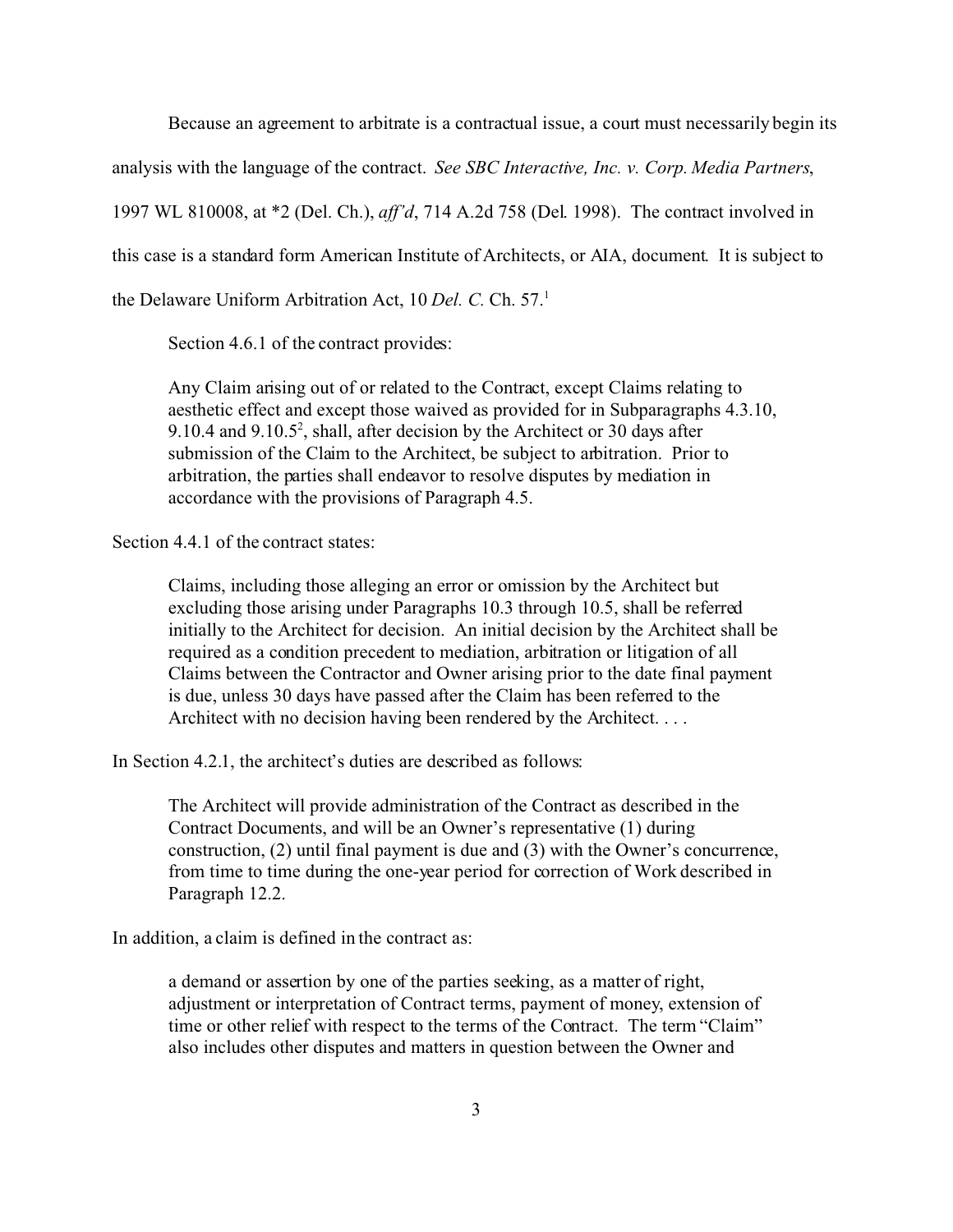Because an agreement to arbitrate is a contractual issue, a court must necessarily begin its analysis with the language of the contract. *See SBC Interactive, Inc. v. Corp. Media Partners*, 1997 WL 810008, at *2 (Del. Ch.), *aff'd*, 714 A.2d 758 (Del. 1998). The contract involved in this case is a standard form American Institute of Architects, or AIA, document. It is subject to the Delaware Uniform Arbitration Act, 10 *Del. C.* Ch. 57.[1]

Section 4.6.1 of the contract provides:

> Any Claim arising out of or related to the Contract, except Claims relating to aesthetic effect and except those waived as provided for in Subparagraphs 4.3.10, 9.10.4 and 9.10.5[2], shall, after decision by the Architect or 30 days after submission of the Claim to the Architect, be subject to arbitration. Prior to arbitration, the parties shall endeavor to resolve disputes by mediation in accordance with the provisions of Paragraph 4.5.

Section 4.4.1 of the contract states:

> Claims, including those alleging an error or omission by the Architect but excluding those arising under Paragraphs 10.3 through 10.5, shall be referred initially to the Architect for decision. An initial decision by the Architect shall be required as a condition precedent to mediation, arbitration or litigation of all Claims between the Contractor and Owner arising prior to the date final payment is due, unless 30 days have passed after the Claim has been referred to the Architect with no decision having been rendered by the Architect. . . .

In Section 4.2.1, the architect's duties are described as follows:

> The Architect will provide administration of the Contract as described in the Contract Documents, and will be an Owner's representative (1) during construction, (2) until final payment is due and (3) with the Owner's concurrence, from time to time during the one-year period for correction of Work described in Paragraph 12.2.

In addition, a claim is defined in the contract as:

> a demand or assertion by one of the parties seeking, as a matter of right, adjustment or interpretation of Contract terms, payment of money, extension of time or other relief with respect to the terms of the Contract. The term "Claim" also includes other disputes and matters in question between the Owner and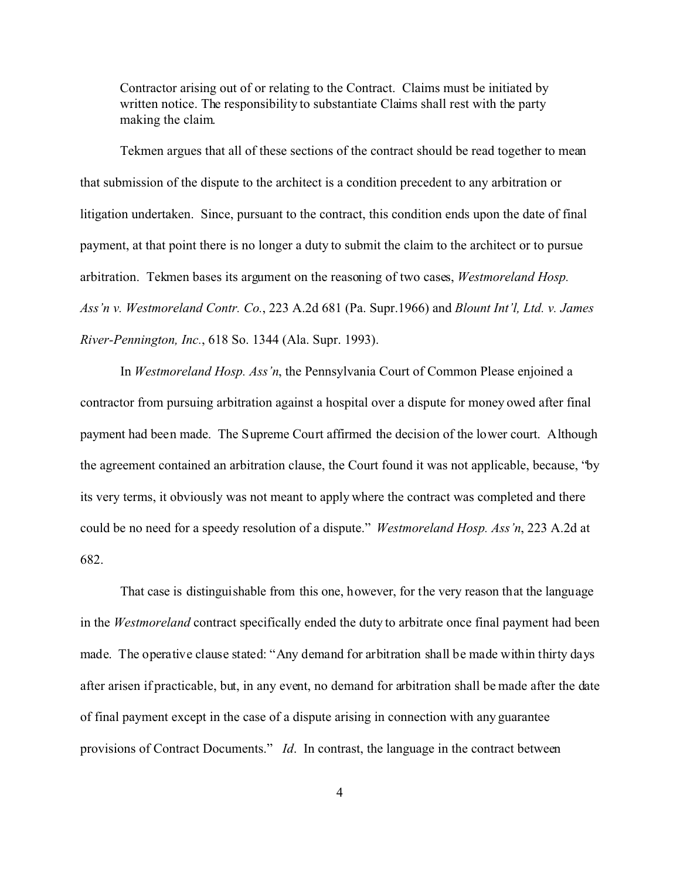> Contractor arising out of or relating to the Contract. Claims must be initiated by written notice. The responsibility to substantiate Claims shall rest with the party making the claim.

Tekmen argues that all of these sections of the contract should be read together to mean that submission of the dispute to the architect is a condition precedent to any arbitration or litigation undertaken. Since, pursuant to the contract, this condition ends upon the date of final payment, at that point there is no longer a duty to submit the claim to the architect or to pursue arbitration. Tekmen bases its argument on the reasoning of two cases, *Westmoreland Hosp. Ass'n v. Westmoreland Contr. Co.*, 223 A.2d 681 (Pa. Supr.1966) and *Blount Int'l, Ltd. v. James River-Pennington, Inc.*, 618 So. 1344 (Ala. Supr. 1993).

In *Westmoreland Hosp. Ass'n*, the Pennsylvania Court of Common Please enjoined a contractor from pursuing arbitration against a hospital over a dispute for money owed after final payment had been made. The Supreme Court affirmed the decision of the lower court. Although the agreement contained an arbitration clause, the Court found it was not applicable, because, "by its very terms, it obviously was not meant to apply where the contract was completed and there could be no need for a speedy resolution of a dispute." *Westmoreland Hosp. Ass'n*, 223 A.2d at 682.

That case is distinguishable from this one, however, for the very reason that the language in the *Westmoreland* contract specifically ended the duty to arbitrate once final payment had been made. The operative clause stated: "Any demand for arbitration shall be made within thirty days after arisen if practicable, but, in any event, no demand for arbitration shall be made after the date of final payment except in the case of a dispute arising in connection with any guarantee provisions of Contract Documents." *Id*. In contrast, the language in the contract between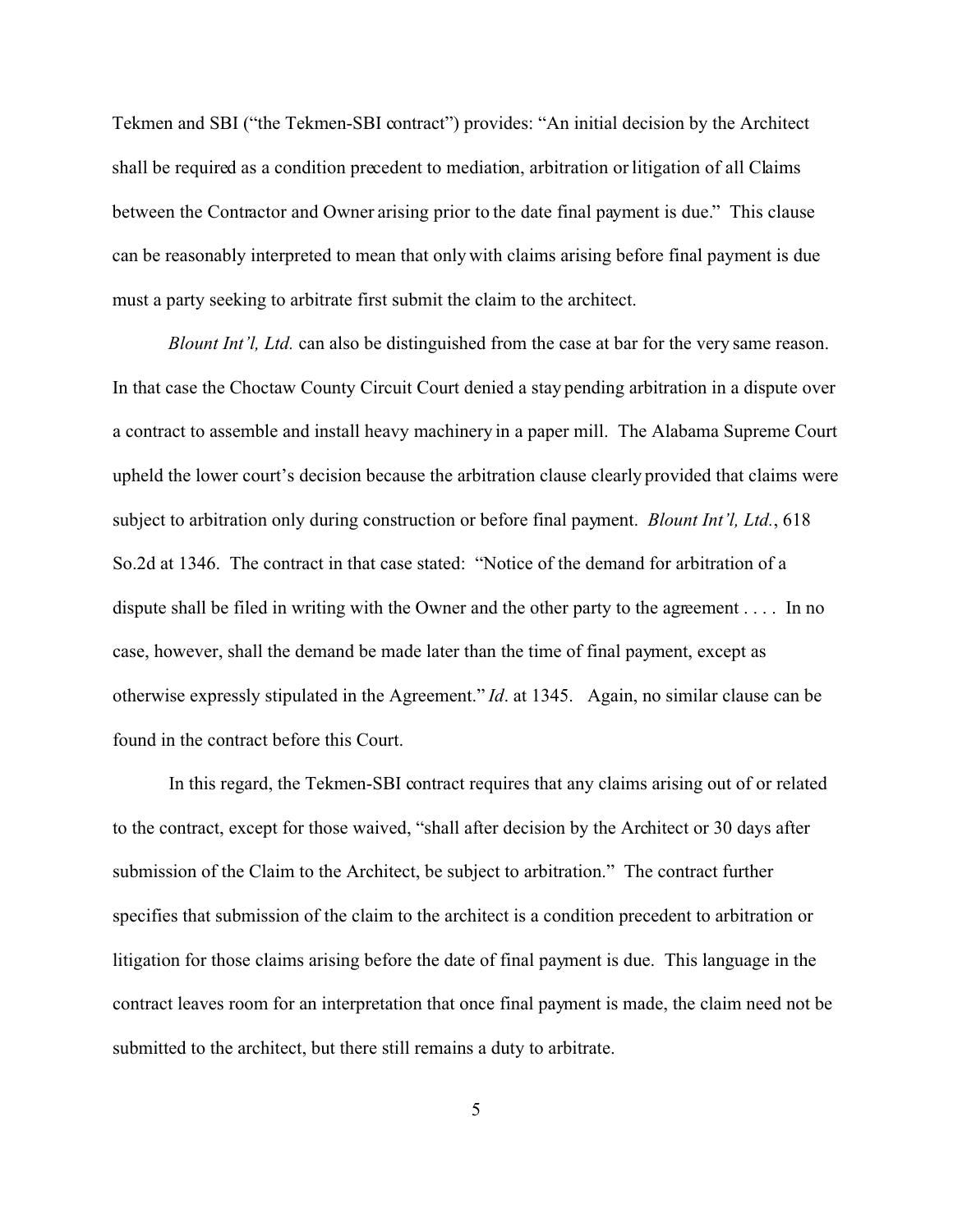Tekmen and SBI ("the Tekmen-SBI contract") provides: "An initial decision by the Architect shall be required as a condition precedent to mediation, arbitration or litigation of all Claims between the Contractor and Owner arising prior to the date final payment is due." This clause can be reasonably interpreted to mean that only with claims arising before final payment is due must a party seeking to arbitrate first submit the claim to the architect.

*Blount Int'l, Ltd.* can also be distinguished from the case at bar for the very same reason. In that case the Choctaw County Circuit Court denied a stay pending arbitration in a dispute over a contract to assemble and install heavy machinery in a paper mill. The Alabama Supreme Court upheld the lower court's decision because the arbitration clause clearly provided that claims were subject to arbitration only during construction or before final payment. *Blount Int'l, Ltd.*, 618 So.2d at 1346. The contract in that case stated: "Notice of the demand for arbitration of a dispute shall be filed in writing with the Owner and the other party to the agreement . . . . In no case, however, shall the demand be made later than the time of final payment, except as otherwise expressly stipulated in the Agreement." *Id*. at 1345. Again, no similar clause can be found in the contract before this Court.

In this regard, the Tekmen-SBI contract requires that any claims arising out of or related to the contract, except for those waived, "shall after decision by the Architect or 30 days after submission of the Claim to the Architect, be subject to arbitration." The contract further specifies that submission of the claim to the architect is a condition precedent to arbitration or litigation for those claims arising before the date of final payment is due. This language in the contract leaves room for an interpretation that once final payment is made, the claim need not be submitted to the architect, but there still remains a duty to arbitrate.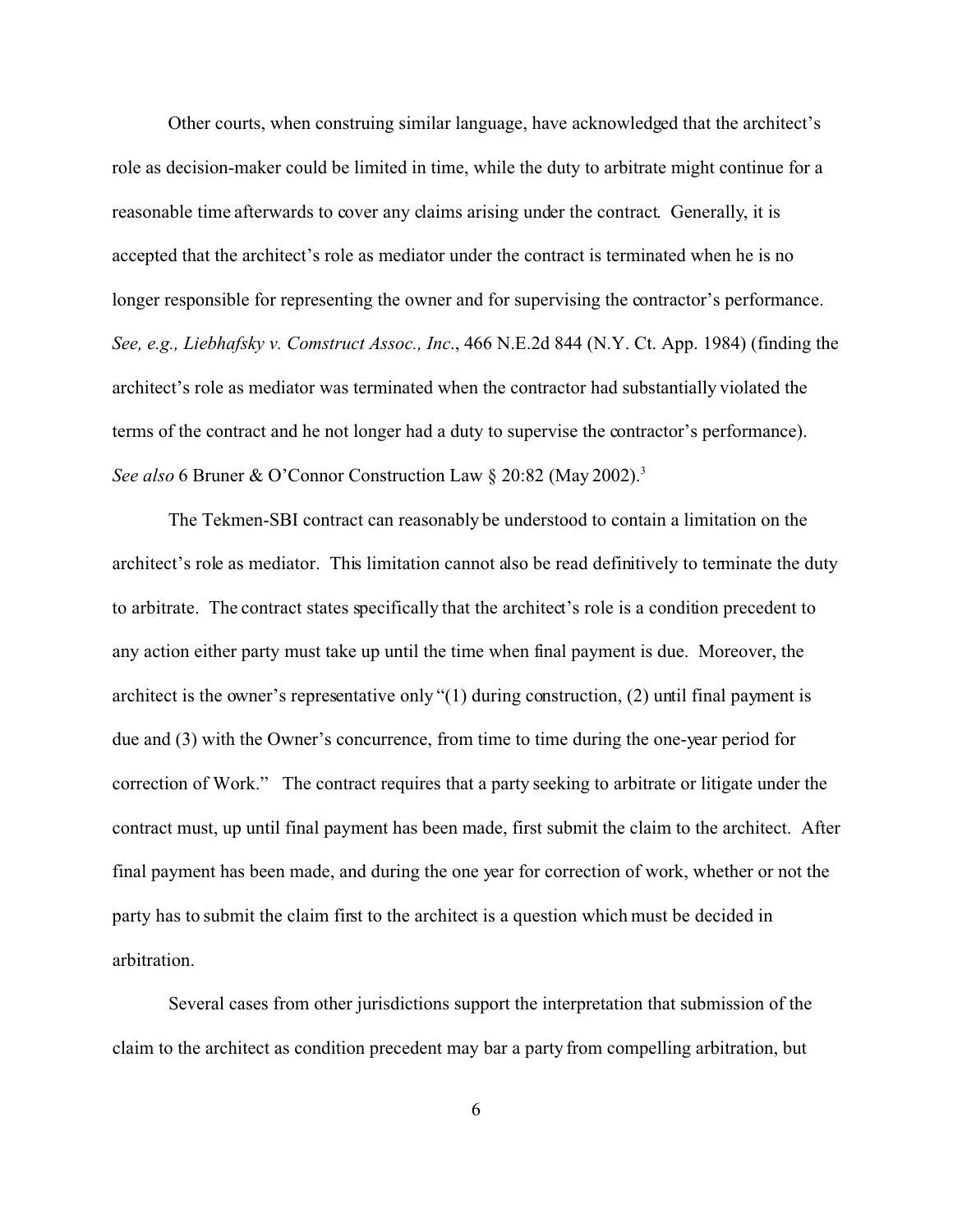Other courts, when construing similar language, have acknowledged that the architect's role as decision-maker could be limited in time, while the duty to arbitrate might continue for a reasonable time afterwards to cover any claims arising under the contract. Generally, it is accepted that the architect's role as mediator under the contract is terminated when he is no longer responsible for representing the owner and for supervising the contractor's performance. *See, e.g., Liebhafsky v. Comstruct Assoc., Inc.*, 466 N.E.2d 844 (N.Y. Ct. App. 1984) (finding the architect's role as mediator was terminated when the contractor had substantially violated the terms of the contract and he not longer had a duty to supervise the contractor's performance). *See also* 6 Bruner & O'Connor Construction Law § 20:82 (May 2002).[3]

The Tekmen-SBI contract can reasonably be understood to contain a limitation on the architect's role as mediator. This limitation cannot also be read definitively to terminate the duty to arbitrate. The contract states specifically that the architect's role is a condition precedent to any action either party must take up until the time when final payment is due. Moreover, the architect is the owner's representative only "(1) during construction, (2) until final payment is due and (3) with the Owner's concurrence, from time to time during the one-year period for correction of Work." The contract requires that a party seeking to arbitrate or litigate under the contract must, up until final payment has been made, first submit the claim to the architect. After final payment has been made, and during the one year for correction of work, whether or not the party has to submit the claim first to the architect is a question which must be decided in arbitration.

Several cases from other jurisdictions support the interpretation that submission of the claim to the architect as condition precedent may bar a party from compelling arbitration, but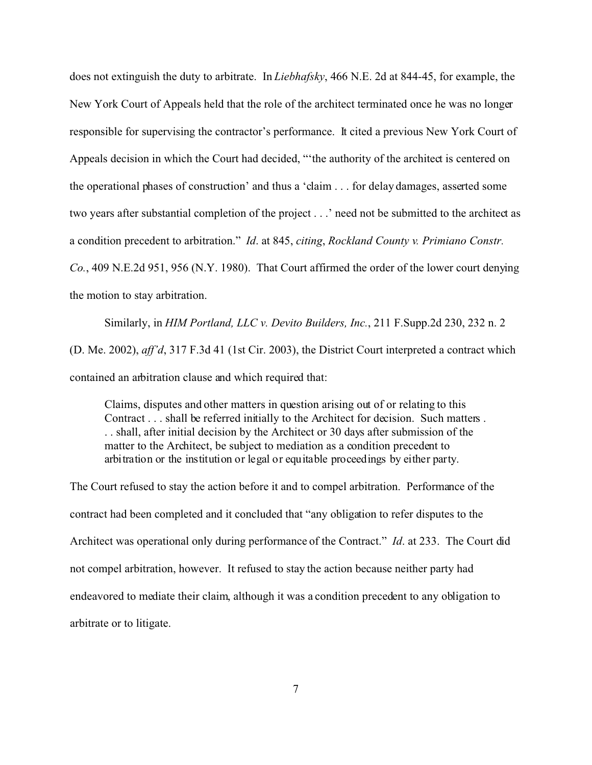does not extinguish the duty to arbitrate. In *Liebhafsky*, 466 N.E. 2d at 844-45, for example, the New York Court of Appeals held that the role of the architect terminated once he was no longer responsible for supervising the contractor's performance. It cited a previous New York Court of Appeals decision in which the Court had decided, "'the authority of the architect is centered on the operational phases of construction' and thus a 'claim . . . for delay damages, asserted some two years after substantial completion of the project . . .' need not be submitted to the architect as a condition precedent to arbitration." *Id*. at 845, *citing*, *Rockland County v. Primiano Constr. Co.*, 409 N.E.2d 951, 956 (N.Y. 1980). That Court affirmed the order of the lower court denying the motion to stay arbitration.

Similarly, in *HIM Portland, LLC v. Devito Builders, Inc.*, 211 F.Supp.2d 230, 232 n. 2 (D. Me. 2002), *aff'd*, 317 F.3d 41 (1st Cir. 2003), the District Court interpreted a contract which contained an arbitration clause and which required that:

> Claims, disputes and other matters in question arising out of or relating to this Contract . . . shall be referred initially to the Architect for decision. Such matters . . . shall, after initial decision by the Architect or 30 days after submission of the matter to the Architect, be subject to mediation as a condition precedent to arbitration or the institution or legal or equitable proceedings by either party.

The Court refused to stay the action before it and to compel arbitration. Performance of the contract had been completed and it concluded that "any obligation to refer disputes to the Architect was operational only during performance of the Contract." *Id*. at 233. The Court did not compel arbitration, however. It refused to stay the action because neither party had endeavored to mediate their claim, although it was a condition precedent to any obligation to arbitrate or to litigate.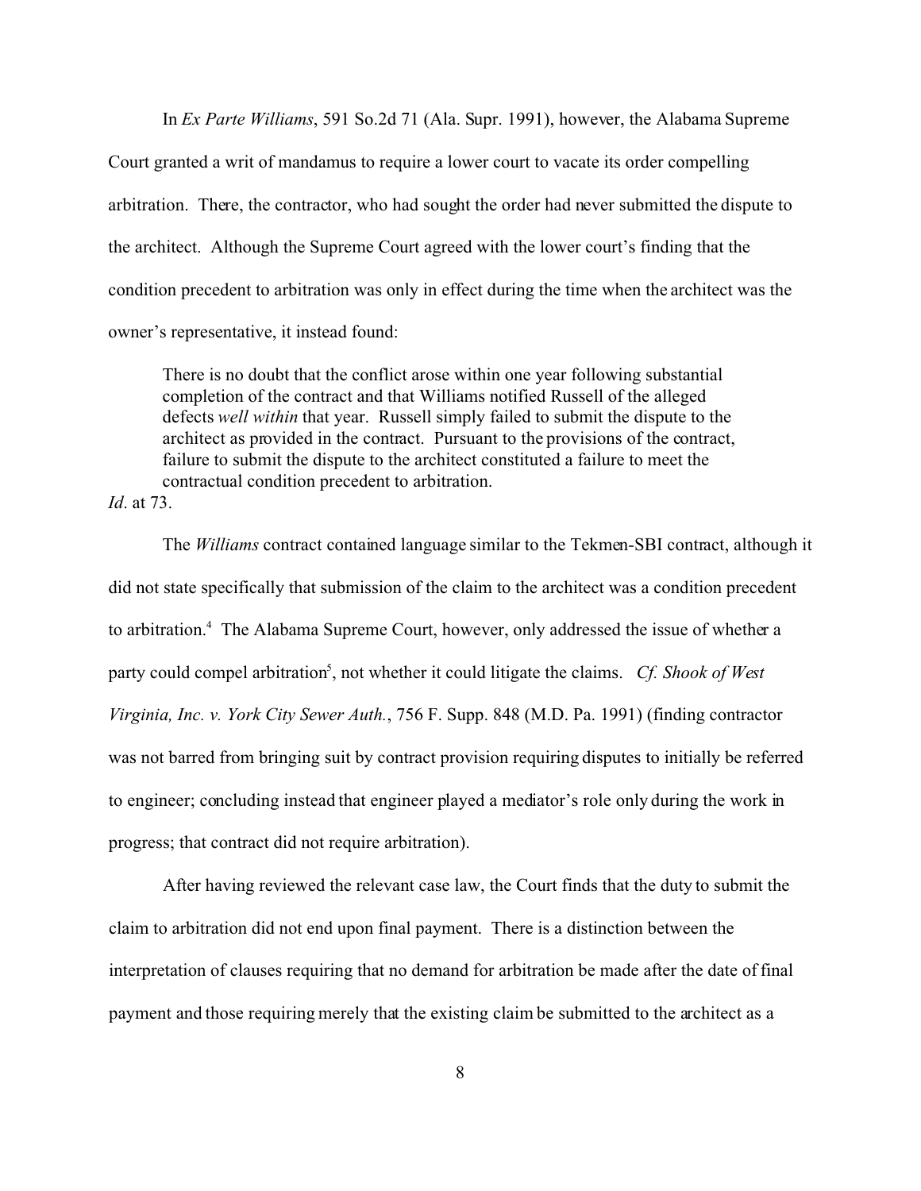In *Ex Parte Williams*, 591 So.2d 71 (Ala. Supr. 1991), however, the Alabama Supreme Court granted a writ of mandamus to require a lower court to vacate its order compelling arbitration. There, the contractor, who had sought the order had never submitted the dispute to the architect. Although the Supreme Court agreed with the lower court's finding that the condition precedent to arbitration was only in effect during the time when the architect was the owner's representative, it instead found:

> There is no doubt that the conflict arose within one year following substantial completion of the contract and that Williams notified Russell of the alleged defects *well within* that year. Russell simply failed to submit the dispute to the architect as provided in the contract. Pursuant to the provisions of the contract, failure to submit the dispute to the architect constituted a failure to meet the contractual condition precedent to arbitration.

*Id*. at 73.

The *Williams* contract contained language similar to the Tekmen-SBI contract, although it did not state specifically that submission of the claim to the architect was a condition precedent to arbitration.[4] The Alabama Supreme Court, however, only addressed the issue of whether a party could compel arbitration[5], not whether it could litigate the claims. *Cf. Shook of West Virginia, Inc. v. York City Sewer Auth.*, 756 F. Supp. 848 (M.D. Pa. 1991) (finding contractor was not barred from bringing suit by contract provision requiring disputes to initially be referred to engineer; concluding instead that engineer played a mediator's role only during the work in progress; that contract did not require arbitration).

After having reviewed the relevant case law, the Court finds that the duty to submit the claim to arbitration did not end upon final payment. There is a distinction between the interpretation of clauses requiring that no demand for arbitration be made after the date of final payment and those requiring merely that the existing claim be submitted to the architect as a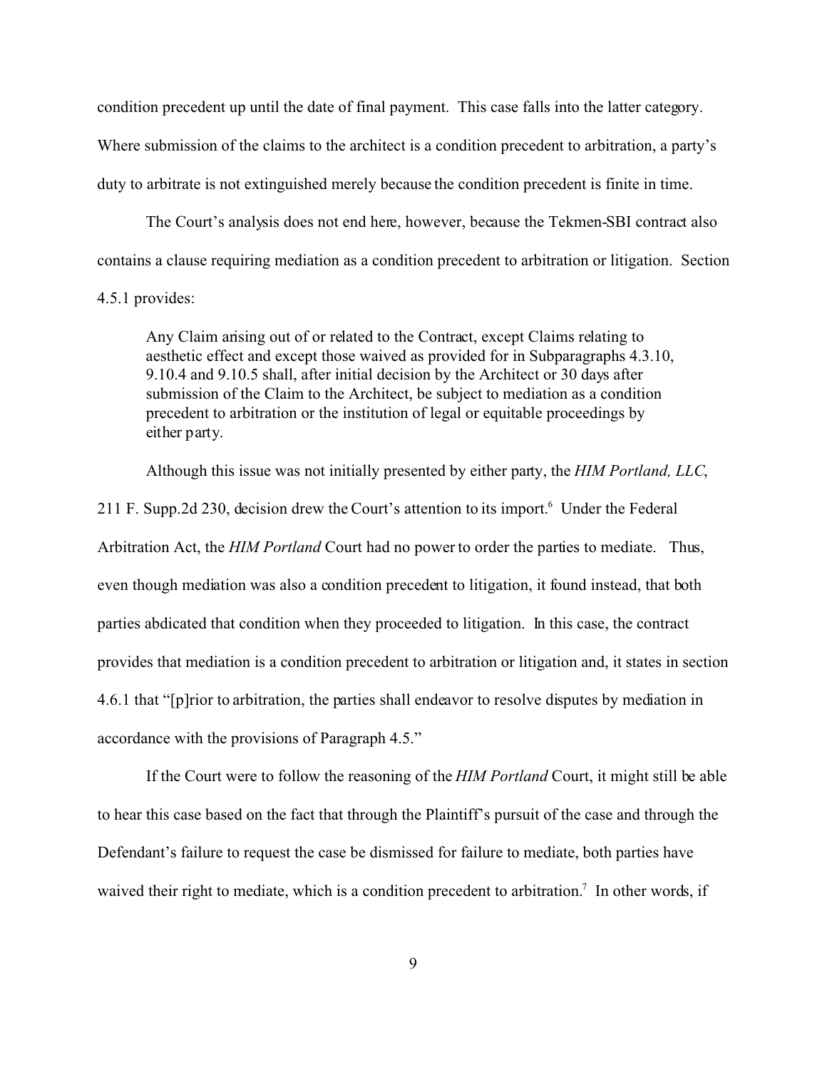condition precedent up until the date of final payment. This case falls into the latter category. Where submission of the claims to the architect is a condition precedent to arbitration, a party's duty to arbitrate is not extinguished merely because the condition precedent is finite in time.

The Court's analysis does not end here, however, because the Tekmen-SBI contract also contains a clause requiring mediation as a condition precedent to arbitration or litigation. Section 4.5.1 provides:

> Any Claim arising out of or related to the Contract, except Claims relating to aesthetic effect and except those waived as provided for in Subparagraphs 4.3.10, 9.10.4 and 9.10.5 shall, after initial decision by the Architect or 30 days after submission of the Claim to the Architect, be subject to mediation as a condition precedent to arbitration or the institution of legal or equitable proceedings by either party.

Although this issue was not initially presented by either party, the *HIM Portland, LLC*, 211 F. Supp.2d 230, decision drew the Court's attention to its import.[6] Under the Federal Arbitration Act, the *HIM Portland* Court had no power to order the parties to mediate. Thus, even though mediation was also a condition precedent to litigation, it found instead, that both parties abdicated that condition when they proceeded to litigation. In this case, the contract provides that mediation is a condition precedent to arbitration or litigation and, it states in section 4.6.1 that "[p]rior to arbitration, the parties shall endeavor to resolve disputes by mediation in accordance with the provisions of Paragraph 4.5."

If the Court were to follow the reasoning of the *HIM Portland* Court, it might still be able to hear this case based on the fact that through the Plaintiff's pursuit of the case and through the Defendant's failure to request the case be dismissed for failure to mediate, both parties have waived their right to mediate, which is a condition precedent to arbitration.[7] In other words, if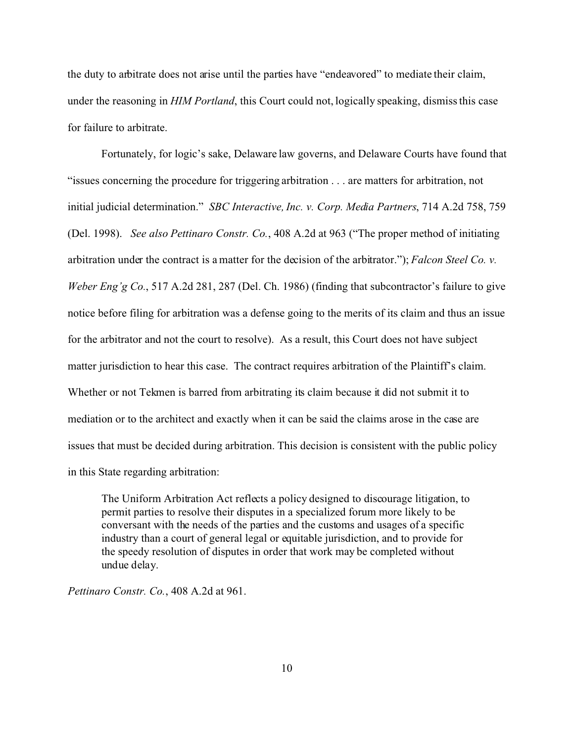the duty to arbitrate does not arise until the parties have "endeavored" to mediate their claim, under the reasoning in *HIM Portland*, this Court could not, logically speaking, dismiss this case for failure to arbitrate.

Fortunately, for logic's sake, Delaware law governs, and Delaware Courts have found that "issues concerning the procedure for triggering arbitration . . . are matters for arbitration, not initial judicial determination." *SBC Interactive, Inc. v. Corp. Media Partners*, 714 A.2d 758, 759 (Del. 1998). *See also Pettinaro Constr. Co.*, 408 A.2d at 963 ("The proper method of initiating arbitration under the contract is a matter for the decision of the arbitrator."); *Falcon Steel Co. v. Weber Eng'g Co.*, 517 A.2d 281, 287 (Del. Ch. 1986) (finding that subcontractor's failure to give notice before filing for arbitration was a defense going to the merits of its claim and thus an issue for the arbitrator and not the court to resolve). As a result, this Court does not have subject matter jurisdiction to hear this case. The contract requires arbitration of the Plaintiff's claim. Whether or not Tekmen is barred from arbitrating its claim because it did not submit it to mediation or to the architect and exactly when it can be said the claims arose in the case are issues that must be decided during arbitration. This decision is consistent with the public policy in this State regarding arbitration:

> The Uniform Arbitration Act reflects a policy designed to discourage litigation, to permit parties to resolve their disputes in a specialized forum more likely to be conversant with the needs of the parties and the customs and usages of a specific industry than a court of general legal or equitable jurisdiction, and to provide for the speedy resolution of disputes in order that work may be completed without undue delay.

*Pettinaro Constr. Co.*, 408 A.2d at 961.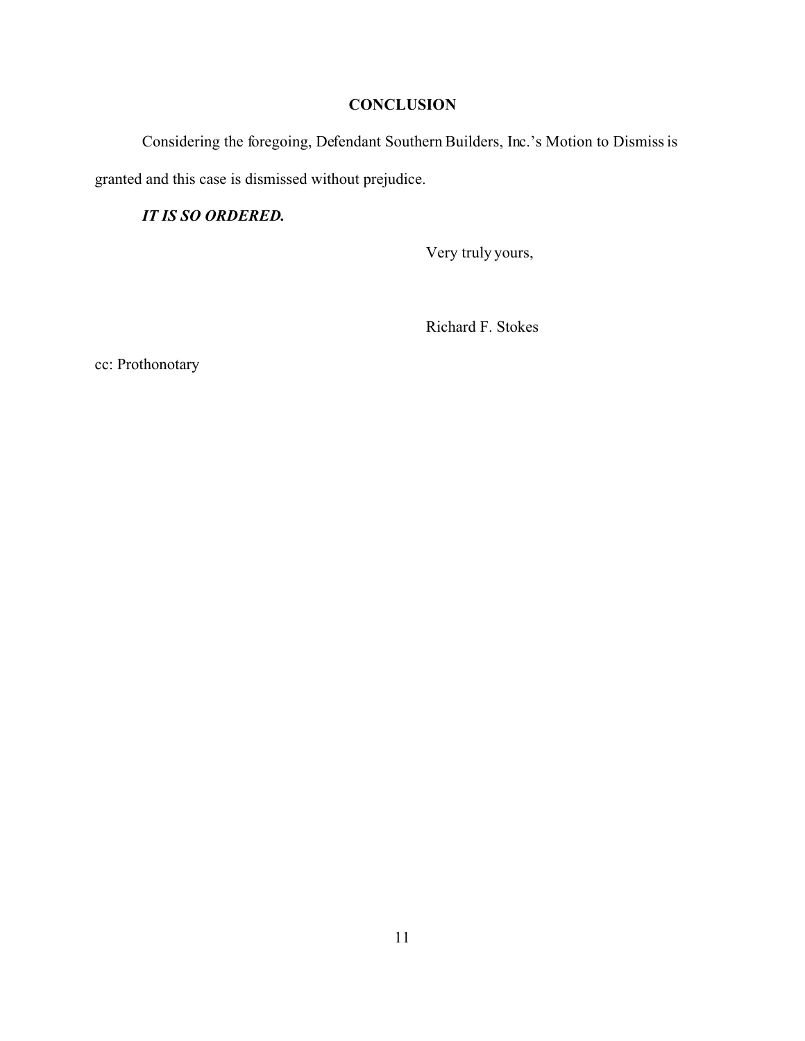## CONCLUSION

Considering the foregoing, Defendant Southern Builders, Inc.'s Motion to Dismiss is granted and this case is dismissed without prejudice.

***IT IS SO ORDERED.***

Very truly yours,

Richard F. Stokes

cc: Prothonotary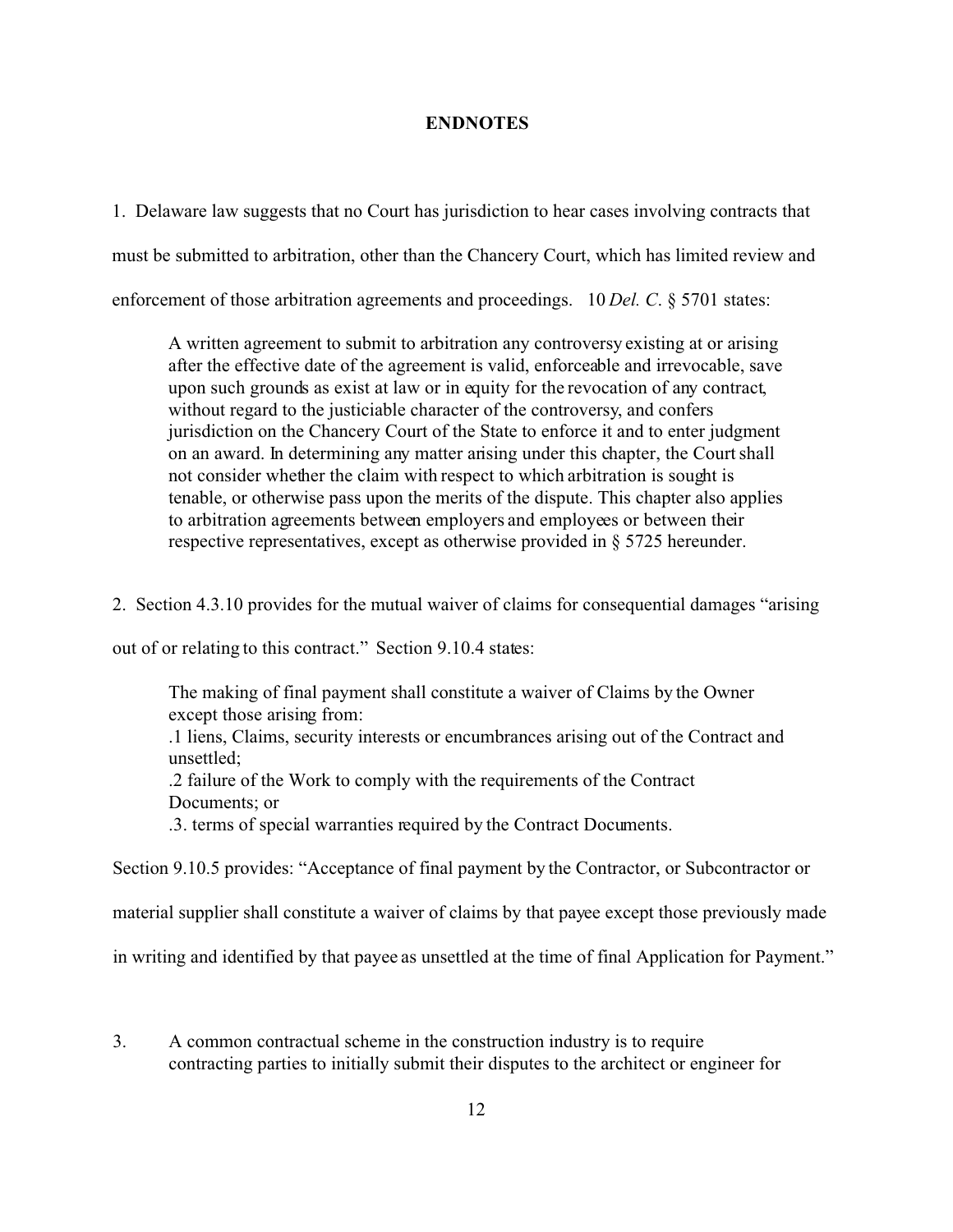## ENDNOTES

1. Delaware law suggests that no Court has jurisdiction to hear cases involving contracts that must be submitted to arbitration, other than the Chancery Court, which has limited review and enforcement of those arbitration agreements and proceedings. 10 *Del. C*. § 5701 states:

> A written agreement to submit to arbitration any controversy existing at or arising after the effective date of the agreement is valid, enforceable and irrevocable, save upon such grounds as exist at law or in equity for the revocation of any contract, without regard to the justiciable character of the controversy, and confers jurisdiction on the Chancery Court of the State to enforce it and to enter judgment on an award. In determining any matter arising under this chapter, the Court shall not consider whether the claim with respect to which arbitration is sought is tenable, or otherwise pass upon the merits of the dispute. This chapter also applies to arbitration agreements between employers and employees or between their respective representatives, except as otherwise provided in § 5725 hereunder.

2. Section 4.3.10 provides for the mutual waiver of claims for consequential damages "arising out of or relating to this contract." Section 9.10.4 states:

> The making of final payment shall constitute a waiver of Claims by the Owner except those arising from:
> .1 liens, Claims, security interests or encumbrances arising out of the Contract and unsettled;
> .2 failure of the Work to comply with the requirements of the Contract Documents; or
> .3. terms of special warranties required by the Contract Documents.

Section 9.10.5 provides: "Acceptance of final payment by the Contractor, or Subcontractor or material supplier shall constitute a waiver of claims by that payee except those previously made in writing and identified by that payee as unsettled at the time of final Application for Payment."

3. A common contractual scheme in the construction industry is to require contracting parties to initially submit their disputes to the architect or engineer for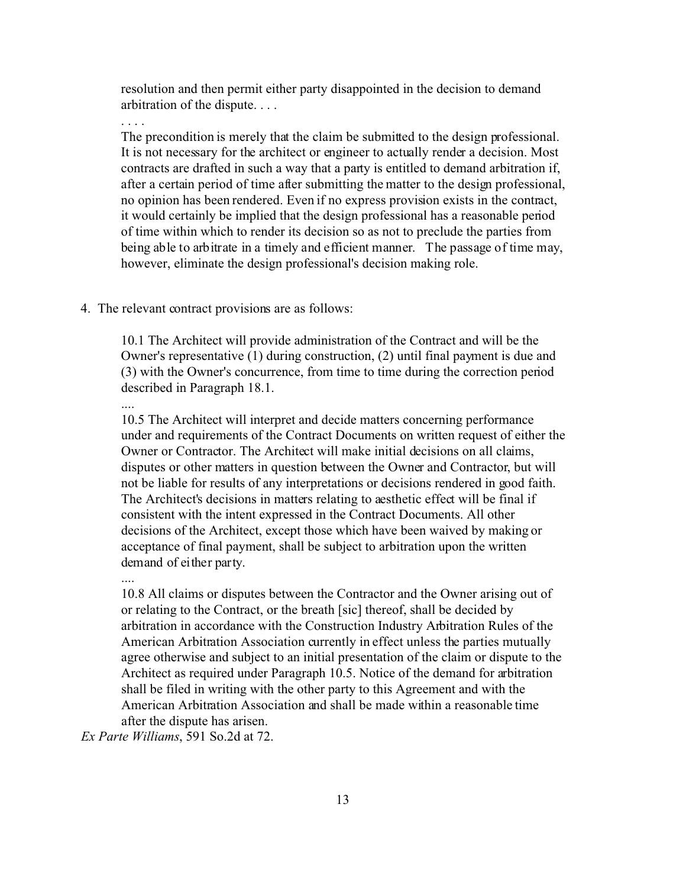> resolution and then permit either party disappointed in the decision to demand arbitration of the dispute. . . .
>
> . . . .
>
> The precondition is merely that the claim be submitted to the design professional. It is not necessary for the architect or engineer to actually render a decision. Most contracts are drafted in such a way that a party is entitled to demand arbitration if, after a certain period of time after submitting the matter to the design professional, no opinion has been rendered. Even if no express provision exists in the contract, it would certainly be implied that the design professional has a reasonable period of time within which to render its decision so as not to preclude the parties from being able to arbitrate in a timely and efficient manner. The passage of time may, however, eliminate the design professional's decision making role.

4. The relevant contract provisions are as follows:

> 10.1 The Architect will provide administration of the Contract and will be the Owner's representative (1) during construction, (2) until final payment is due and (3) with the Owner's concurrence, from time to time during the correction period described in Paragraph 18.1.
>
> ....
>
> 10.5 The Architect will interpret and decide matters concerning performance under and requirements of the Contract Documents on written request of either the Owner or Contractor. The Architect will make initial decisions on all claims, disputes or other matters in question between the Owner and Contractor, but will not be liable for results of any interpretations or decisions rendered in good faith. The Architect's decisions in matters relating to aesthetic effect will be final if consistent with the intent expressed in the Contract Documents. All other decisions of the Architect, except those which have been waived by making or acceptance of final payment, shall be subject to arbitration upon the written demand of either party.
>
> ....
>
> 10.8 All claims or disputes between the Contractor and the Owner arising out of or relating to the Contract, or the breath [sic] thereof, shall be decided by arbitration in accordance with the Construction Industry Arbitration Rules of the American Arbitration Association currently in effect unless the parties mutually agree otherwise and subject to an initial presentation of the claim or dispute to the Architect as required under Paragraph 10.5. Notice of the demand for arbitration shall be filed in writing with the other party to this Agreement and with the American Arbitration Association and shall be made within a reasonable time after the dispute has arisen.

*Ex Parte Williams*, 591 So.2d at 72.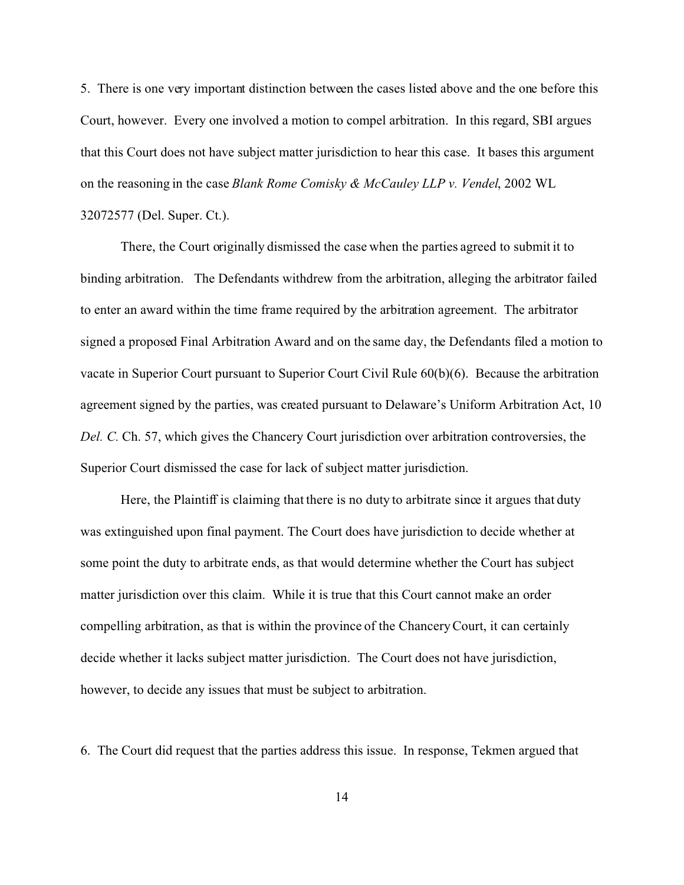5. There is one very important distinction between the cases listed above and the one before this Court, however. Every one involved a motion to compel arbitration. In this regard, SBI argues that this Court does not have subject matter jurisdiction to hear this case. It bases this argument on the reasoning in the case *Blank Rome Comisky & McCauley LLP v. Vendel*, 2002 WL 32072577 (Del. Super. Ct.).

There, the Court originally dismissed the case when the parties agreed to submit it to binding arbitration. The Defendants withdrew from the arbitration, alleging the arbitrator failed to enter an award within the time frame required by the arbitration agreement. The arbitrator signed a proposed Final Arbitration Award and on the same day, the Defendants filed a motion to vacate in Superior Court pursuant to Superior Court Civil Rule 60(b)(6). Because the arbitration agreement signed by the parties, was created pursuant to Delaware's Uniform Arbitration Act, 10 *Del. C.* Ch. 57, which gives the Chancery Court jurisdiction over arbitration controversies, the Superior Court dismissed the case for lack of subject matter jurisdiction.

Here, the Plaintiff is claiming that there is no duty to arbitrate since it argues that duty was extinguished upon final payment. The Court does have jurisdiction to decide whether at some point the duty to arbitrate ends, as that would determine whether the Court has subject matter jurisdiction over this claim. While it is true that this Court cannot make an order compelling arbitration, as that is within the province of the Chancery Court, it can certainly decide whether it lacks subject matter jurisdiction. The Court does not have jurisdiction, however, to decide any issues that must be subject to arbitration.

6. The Court did request that the parties address this issue. In response, Tekmen argued that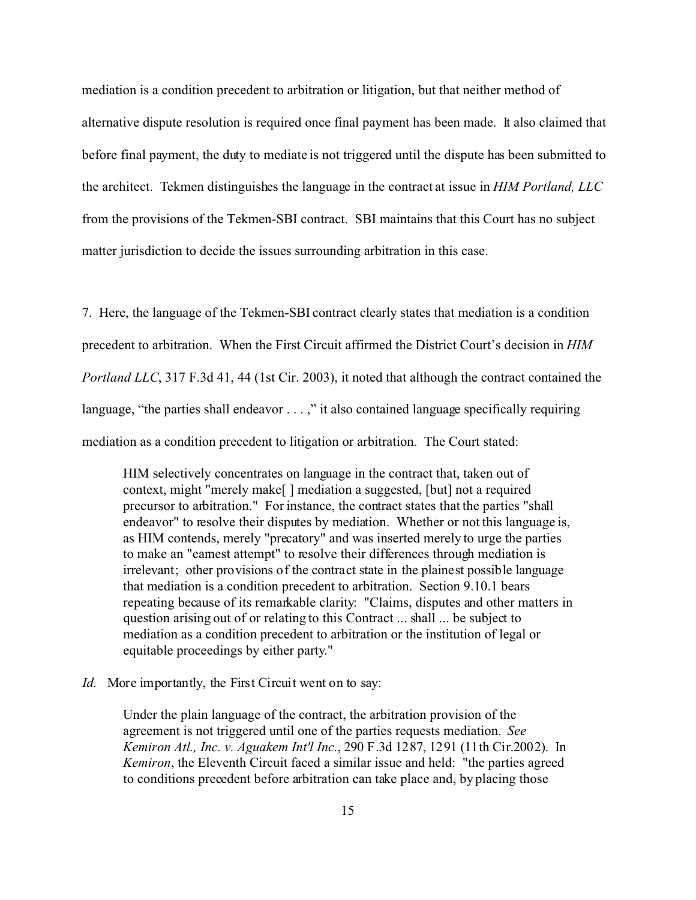mediation is a condition precedent to arbitration or litigation, but that neither method of alternative dispute resolution is required once final payment has been made. It also claimed that before final payment, the duty to mediate is not triggered until the dispute has been submitted to the architect. Tekmen distinguishes the language in the contract at issue in *HIM Portland, LLC* from the provisions of the Tekmen-SBI contract. SBI maintains that this Court has no subject matter jurisdiction to decide the issues surrounding arbitration in this case.

7. Here, the language of the Tekmen-SBI contract clearly states that mediation is a condition precedent to arbitration. When the First Circuit affirmed the District Court's decision in *HIM Portland LLC*, 317 F.3d 41, 44 (1st Cir. 2003), it noted that although the contract contained the language, "the parties shall endeavor . . . ," it also contained language specifically requiring mediation as a condition precedent to litigation or arbitration. The Court stated:

> HIM selectively concentrates on language in the contract that, taken out of context, might "merely make[ ] mediation a suggested, [but] not a required precursor to arbitration." For instance, the contract states that the parties "shall endeavor" to resolve their disputes by mediation. Whether or not this language is, as HIM contends, merely "precatory" and was inserted merely to urge the parties to make an "earnest attempt" to resolve their differences through mediation is irrelevant; other provisions of the contract state in the plainest possible language that mediation is a condition precedent to arbitration. Section 9.10.1 bears repeating because of its remarkable clarity: "Claims, disputes and other matters in question arising out of or relating to this Contract ... shall ... be subject to mediation as a condition precedent to arbitration or the institution of legal or equitable proceedings by either party."

*Id.* More importantly, the First Circuit went on to say:

> Under the plain language of the contract, the arbitration provision of the agreement is not triggered until one of the parties requests mediation. *See Kemiron Atl., Inc. v. Aguakem Int'l Inc.*, 290 F.3d 1287, 1291 (11th Cir.2002). In *Kemiron*, the Eleventh Circuit faced a similar issue and held: "the parties agreed to conditions precedent before arbitration can take place and, by placing those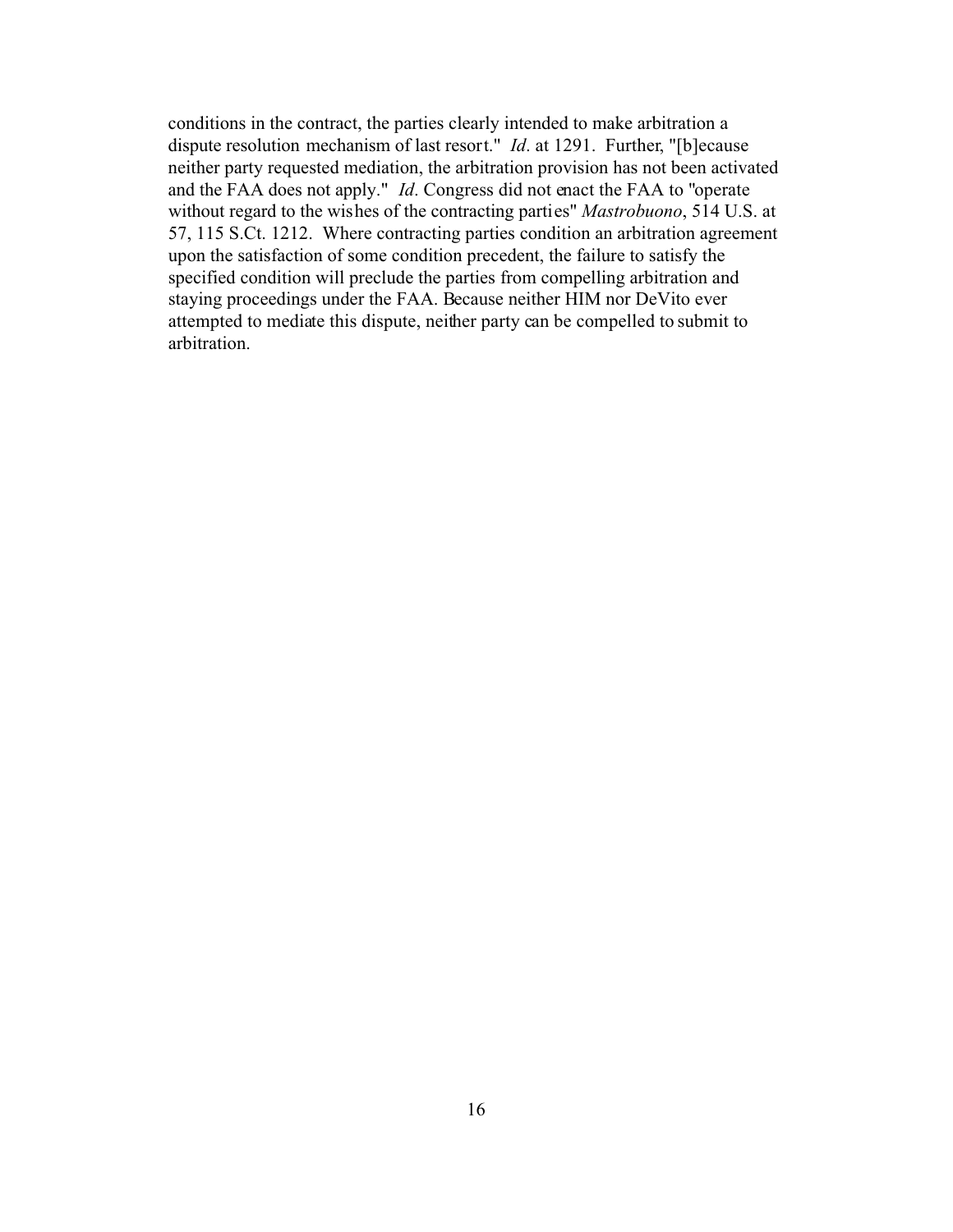conditions in the contract, the parties clearly intended to make arbitration a dispute resolution mechanism of last resort." *Id*. at 1291. Further, "[b]ecause neither party requested mediation, the arbitration provision has not been activated and the FAA does not apply." *Id*. Congress did not enact the FAA to "operate without regard to the wishes of the contracting parties" *Mastrobuono*, 514 U.S. at 57, 115 S.Ct. 1212. Where contracting parties condition an arbitration agreement upon the satisfaction of some condition precedent, the failure to satisfy the specified condition will preclude the parties from compelling arbitration and staying proceedings under the FAA. Because neither HIM nor DeVito ever attempted to mediate this dispute, neither party can be compelled to submit to arbitration.